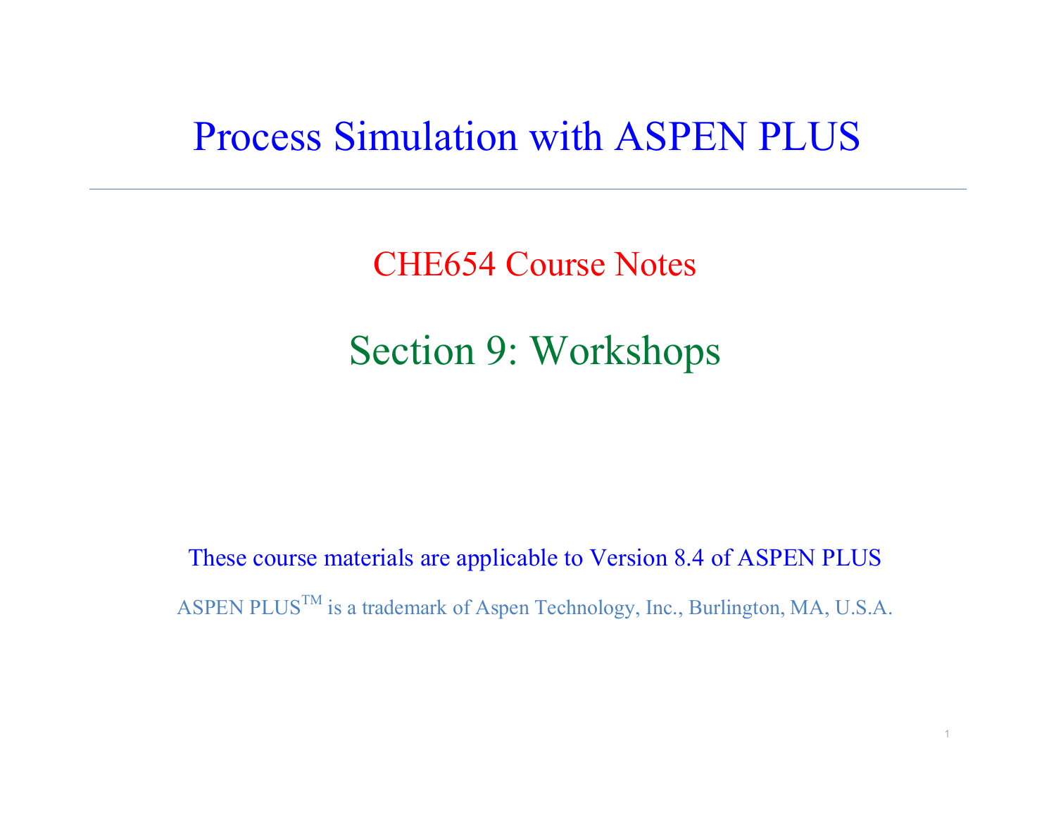# Process Simulation with ASPEN PLUS

## CHE654 Course Notes

## Section 9: Workshops

These course materials are applicable to Version 8.4 of ASPEN PLUS

ASPEN PLUS[TM] is a trademark of Aspen Technology, Inc., Burlington, MA, U.S.A.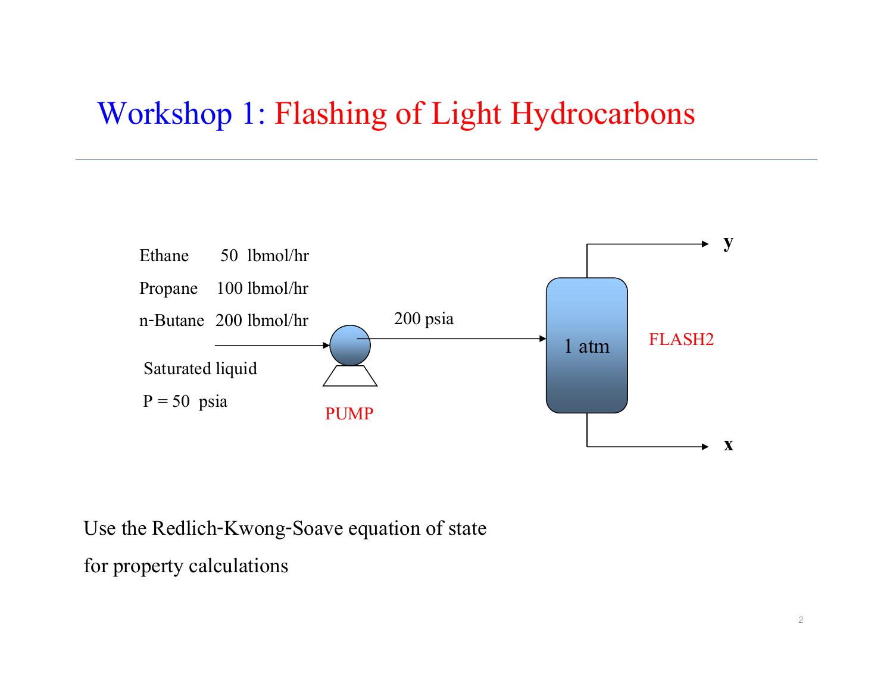# Workshop 1: Flashing of Light Hydrocarbons

Ethane 50 lbmol/hr

Propane 100 lbmol/hr

n-Butane 200 lbmol/hr

Saturated liquid

P = 50 psia

PUMP

200 psia

1 atm

FLASH2

**y**

**x**

Use the Redlich-Kwong-Soave equation of state

for property calculations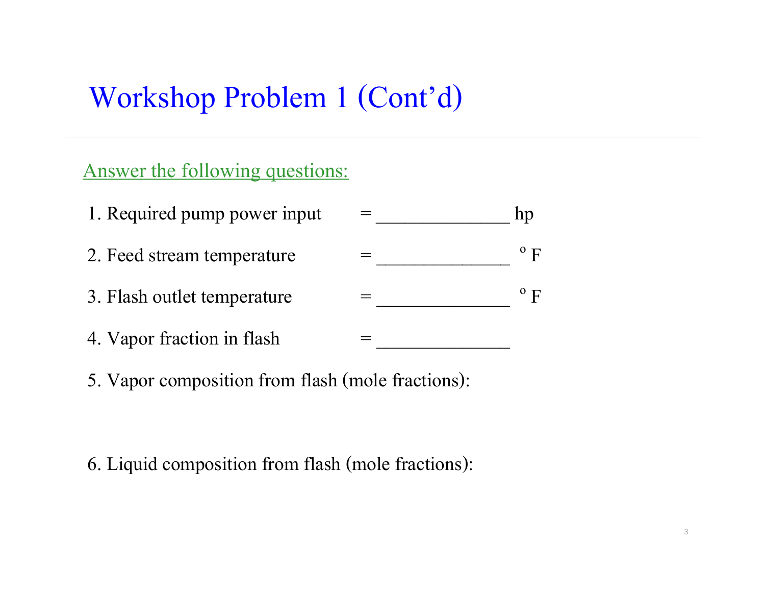# Workshop Problem 1 (Cont'd)

Answer the following questions:

1. Required pump power input = ______________ hp

2. Feed stream temperature = ______________ $^{o}$ F

3. Flash outlet temperature = ______________ $^{o}$ F

4. Vapor fraction in flash = ______________

5. Vapor composition from flash (mole fractions):

6. Liquid composition from flash (mole fractions):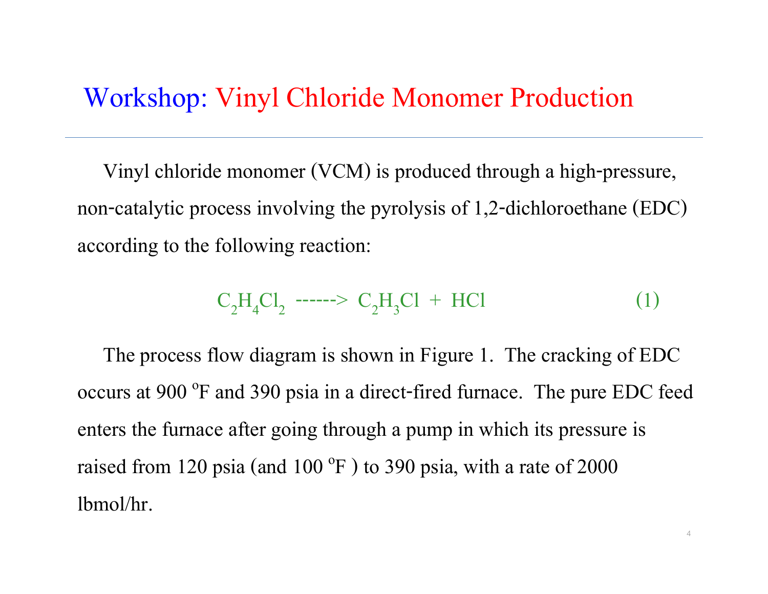# Workshop: Vinyl Chloride Monomer Production

Vinyl chloride monomer (VCM) is produced through a high-pressure, non-catalytic process involving the pyrolysis of 1,2-dichloroethane (EDC) according to the following reaction:

$$C_2H_4Cl_2 \text{ ------> } C_2H_3Cl + HCl \qquad (1)$$

The process flow diagram is shown in Figure 1. The cracking of EDC occurs at 900 $^oF$ and 390 psia in a direct-fired furnace. The pure EDC feed enters the furnace after going through a pump in which its pressure is raised from 120 psia (and 100 $^oF$ ) to 390 psia, with a rate of 2000 lbmol/hr.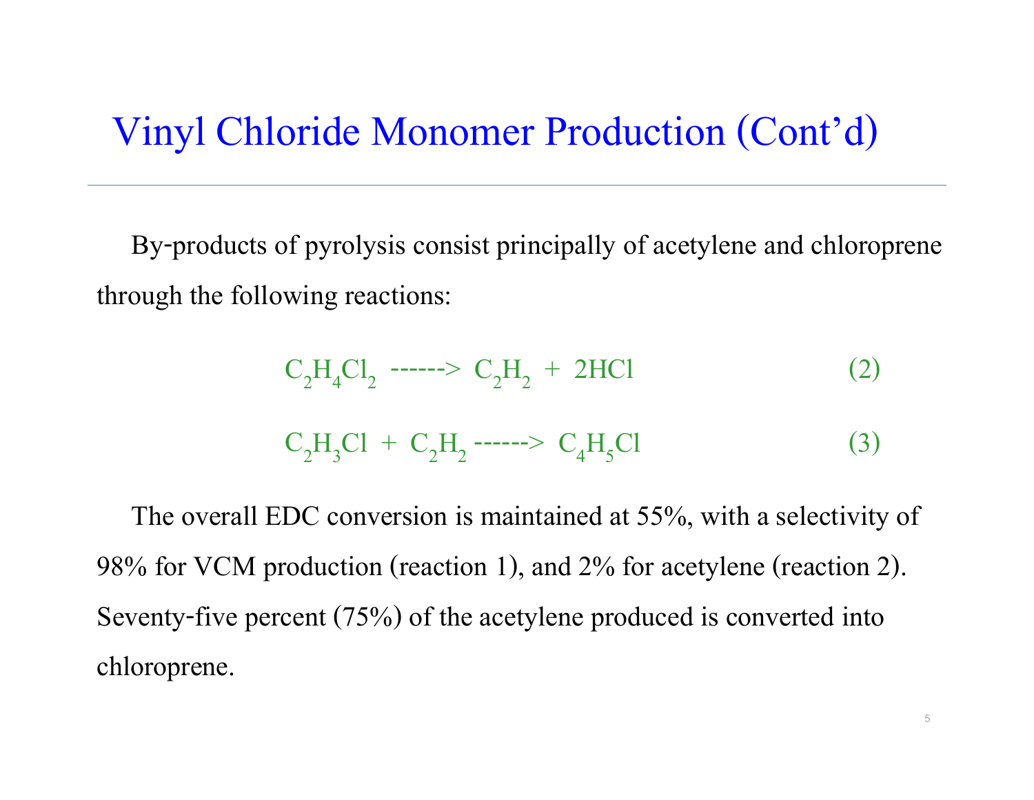# Vinyl Chloride Monomer Production (Cont'd)

By-products of pyrolysis consist principally of acetylene and chloroprene through the following reactions:

$$C_2H_4Cl_2 \text{ ------> } C_2H_2 + 2HCl \quad (2)$$

$$C_2H_3Cl + C_2H_2 \text{ ------> } C_4H_5Cl \quad (3)$$

The overall EDC conversion is maintained at 55%, with a selectivity of 98% for VCM production (reaction 1), and 2% for acetylene (reaction 2). Seventy-five percent (75%) of the acetylene produced is converted into chloroprene.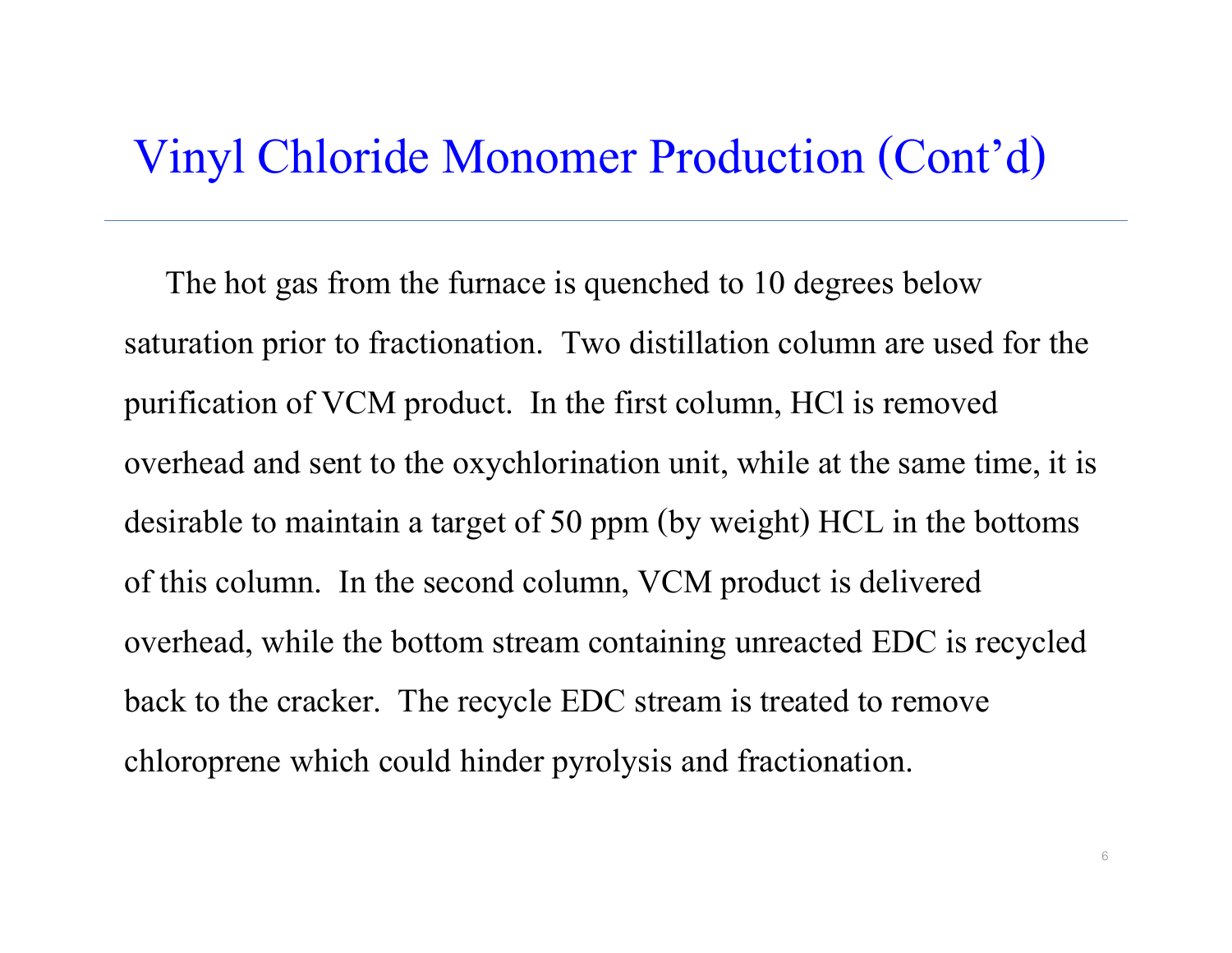# Vinyl Chloride Monomer Production (Cont'd)

The hot gas from the furnace is quenched to 10 degrees below saturation prior to fractionation. Two distillation column are used for the purification of VCM product. In the first column, HCl is removed overhead and sent to the oxychlorination unit, while at the same time, it is desirable to maintain a target of 50 ppm (by weight) HCL in the bottoms of this column. In the second column, VCM product is delivered overhead, while the bottom stream containing unreacted EDC is recycled back to the cracker. The recycle EDC stream is treated to remove chloroprene which could hinder pyrolysis and fractionation.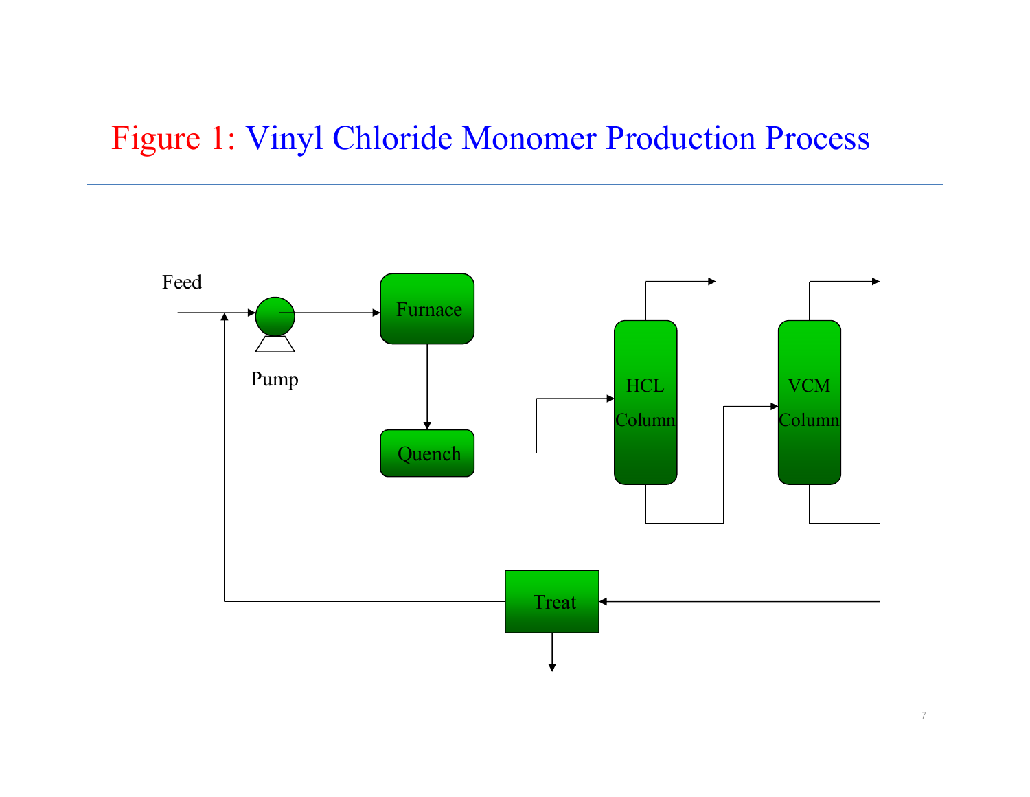# Figure 1: Vinyl Chloride Monomer Production Process

Feed

Pump

Furnace

Quench

HCL Column

VCM Column

Treat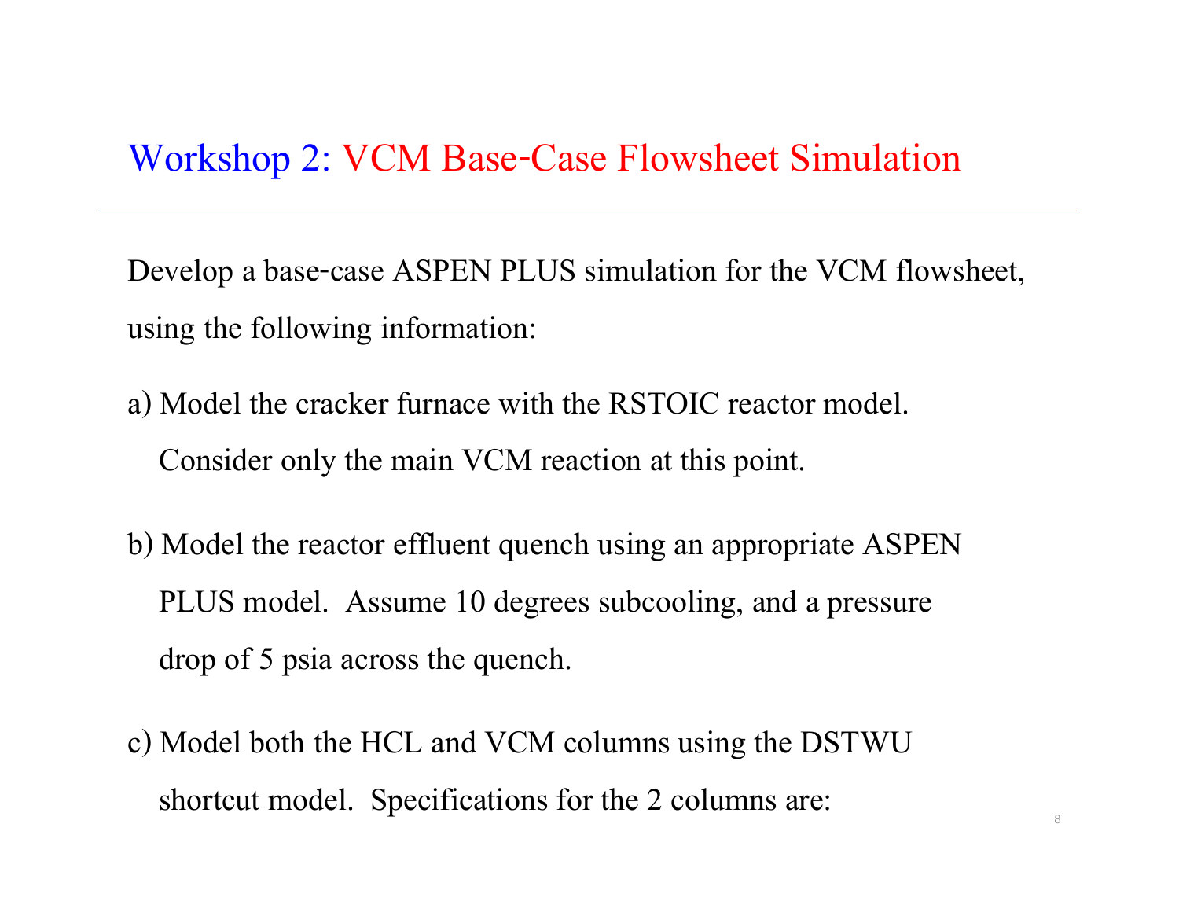# Workshop 2: VCM Base-Case Flowsheet Simulation

Develop a base-case ASPEN PLUS simulation for the VCM flowsheet, using the following information:

a) Model the cracker furnace with the RSTOIC reactor model. Consider only the main VCM reaction at this point.

b) Model the reactor effluent quench using an appropriate ASPEN PLUS model. Assume 10 degrees subcooling, and a pressure drop of 5 psia across the quench.

c) Model both the HCL and VCM columns using the DSTWU shortcut model. Specifications for the 2 columns are: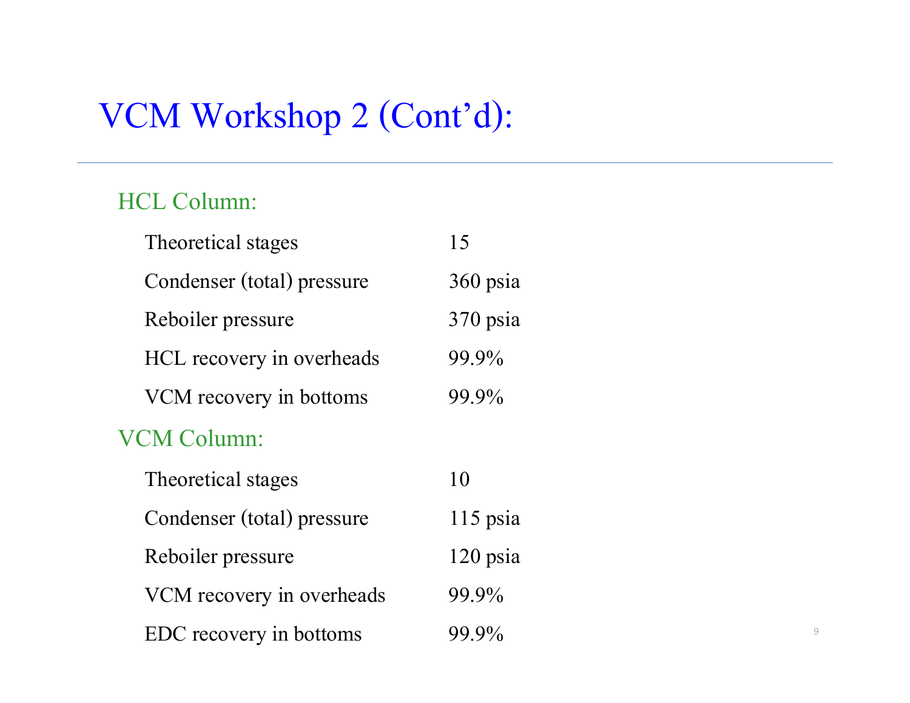# VCM Workshop 2 (Cont'd):

## HCL Column:

| | |
|---|---|
| Theoretical stages | 15 |
| Condenser (total) pressure | 360 psia |
| Reboiler pressure | 370 psia |
| HCL recovery in overheads | 99.9% |
| VCM recovery in bottoms | 99.9% |

## VCM Column:

| | |
|---|---|
| Theoretical stages | 10 |
| Condenser (total) pressure | 115 psia |
| Reboiler pressure | 120 psia |
| VCM recovery in overheads | 99.9% |
| EDC recovery in bottoms | 99.9% |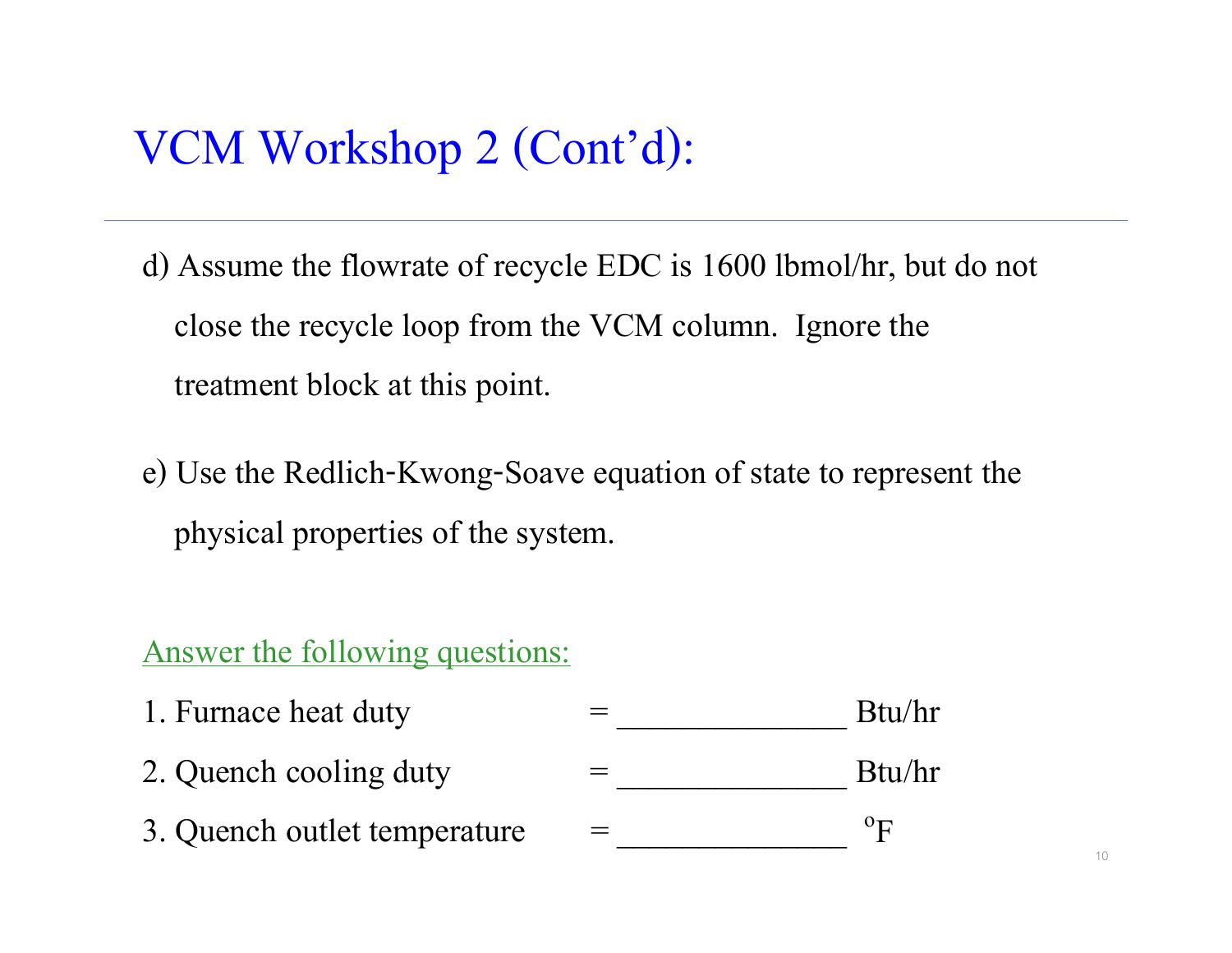# VCM Workshop 2 (Cont'd):

d) Assume the flowrate of recycle EDC is 1600 lbmol/hr, but do not close the recycle loop from the VCM column. Ignore the treatment block at this point.

e) Use the Redlich-Kwong-Soave equation of state to represent the physical properties of the system.

Answer the following questions:

1. Furnace heat duty = ______________ Btu/hr
2. Quench cooling duty = ______________ Btu/hr
3. Quench outlet temperature = ______________ $^{o}$F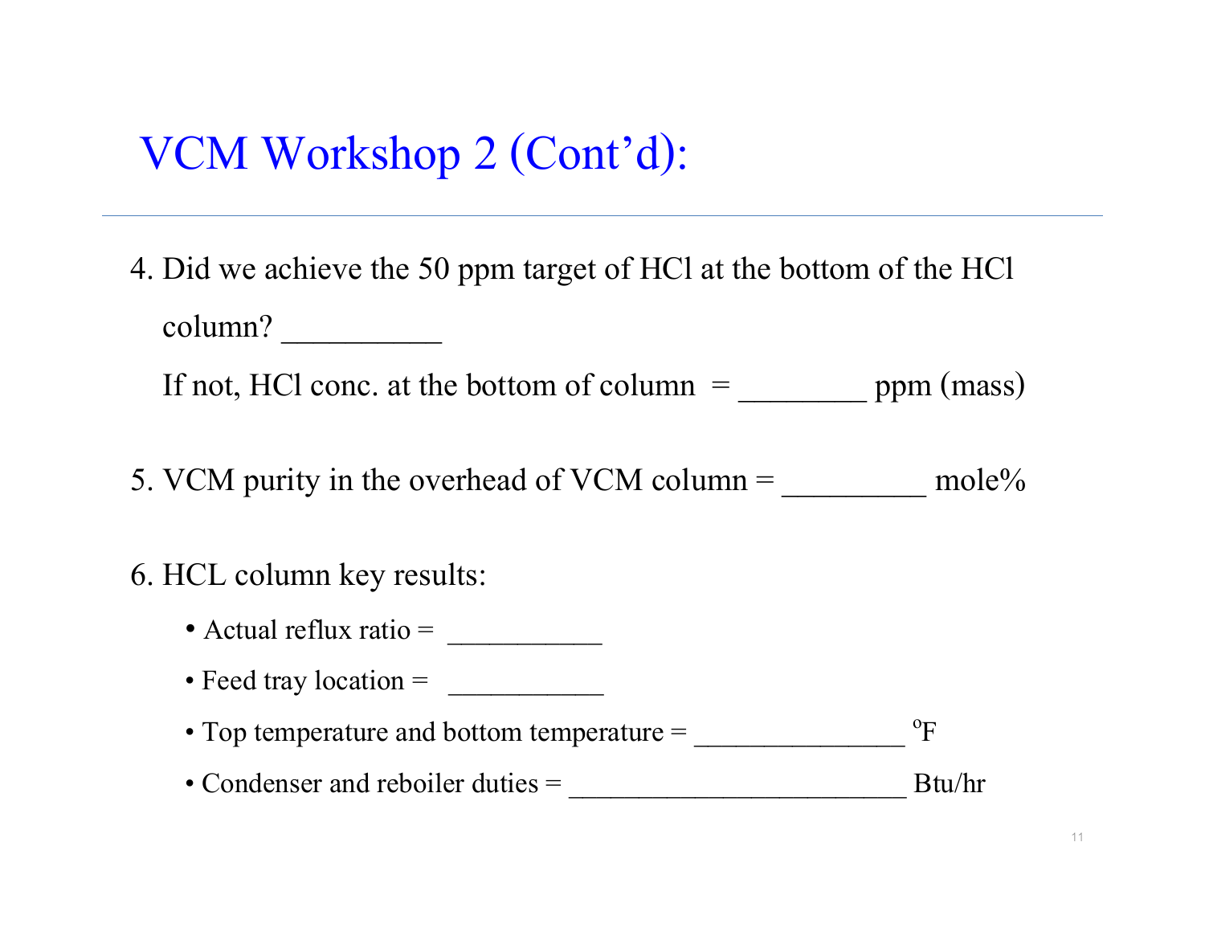# VCM Workshop 2 (Cont'd):

4. Did we achieve the 50 ppm target of HCl at the bottom of the HCl column? __________

   If not, HCl conc. at the bottom of column = ________ ppm (mass)

5. VCM purity in the overhead of VCM column = _________ mole%

6. HCL column key results:

   - Actual reflux ratio = ___________
   - Feed tray location = ___________
   - Top temperature and bottom temperature = _______________ $^{o}$F
   - Condenser and reboiler duties = ________________________ Btu/hr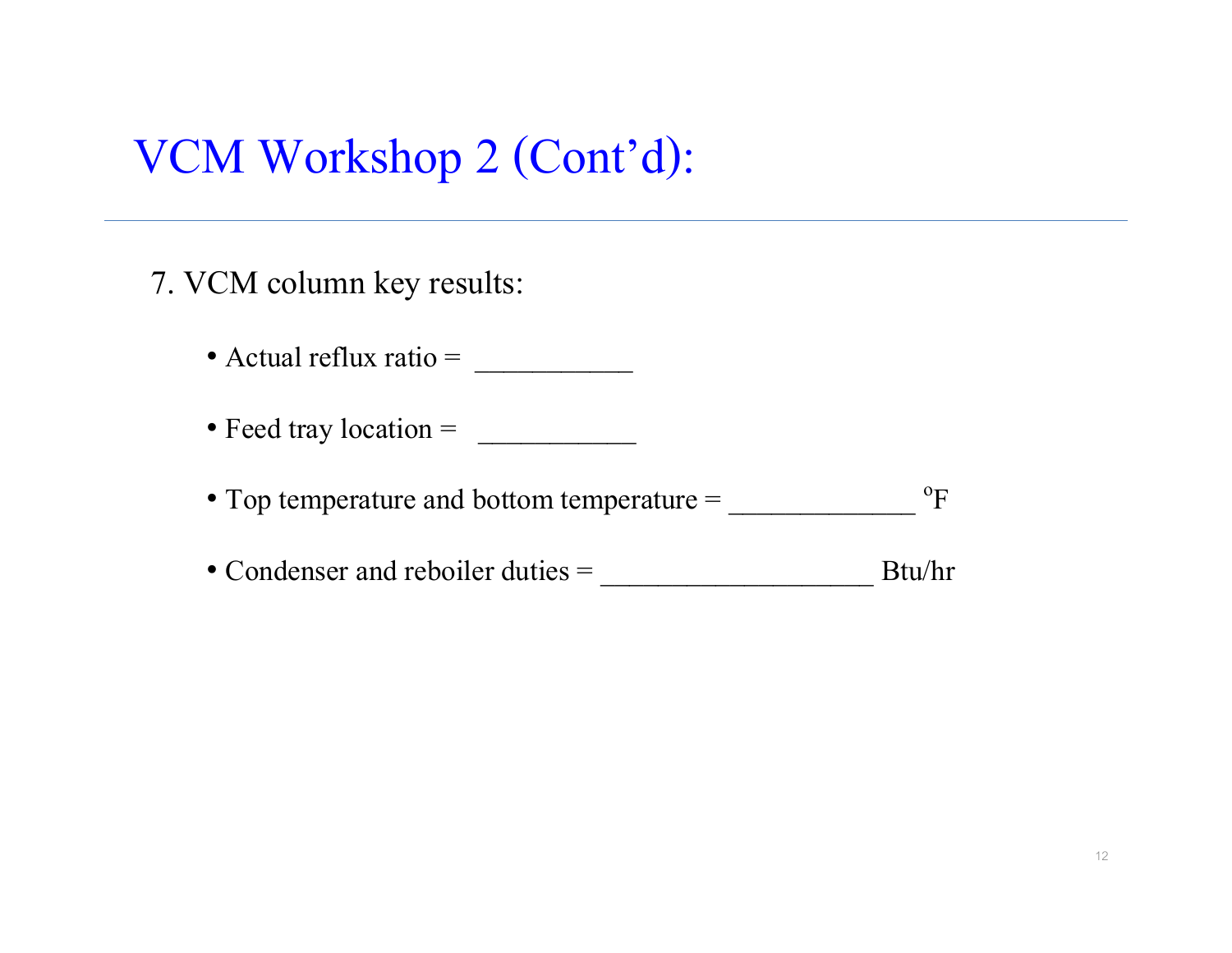# VCM Workshop 2 (Cont'd):

7. VCM column key results:

- Actual reflux ratio = ___________
- Feed tray location = ___________
- Top temperature and bottom temperature = _____________ $^{o}$F
- Condenser and reboiler duties = ___________________ Btu/hr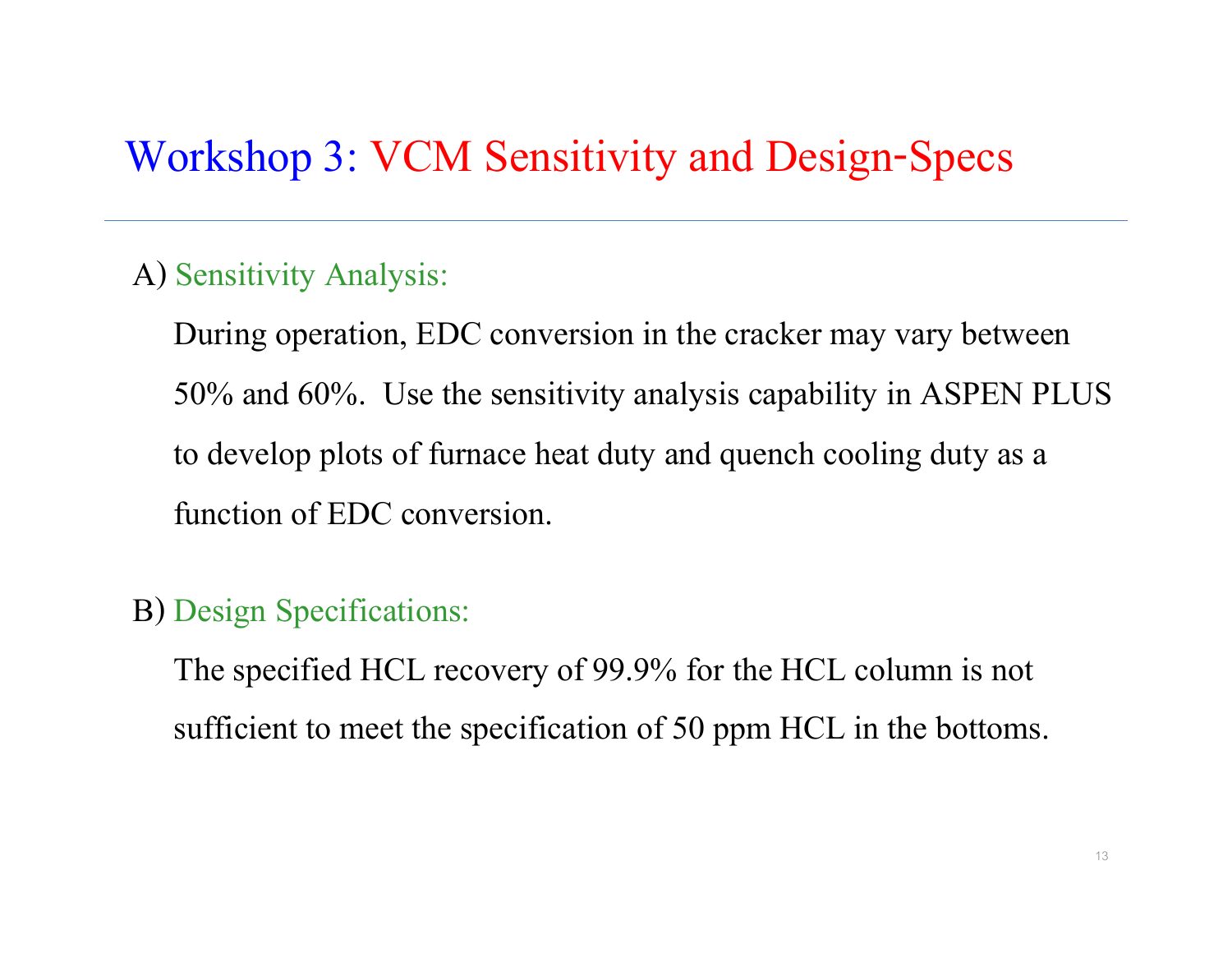# Workshop 3: VCM Sensitivity and Design-Specs

A) Sensitivity Analysis:

During operation, EDC conversion in the cracker may vary between 50% and 60%. Use the sensitivity analysis capability in ASPEN PLUS to develop plots of furnace heat duty and quench cooling duty as a function of EDC conversion.

B) Design Specifications:

The specified HCL recovery of 99.9% for the HCL column is not sufficient to meet the specification of 50 ppm HCL in the bottoms.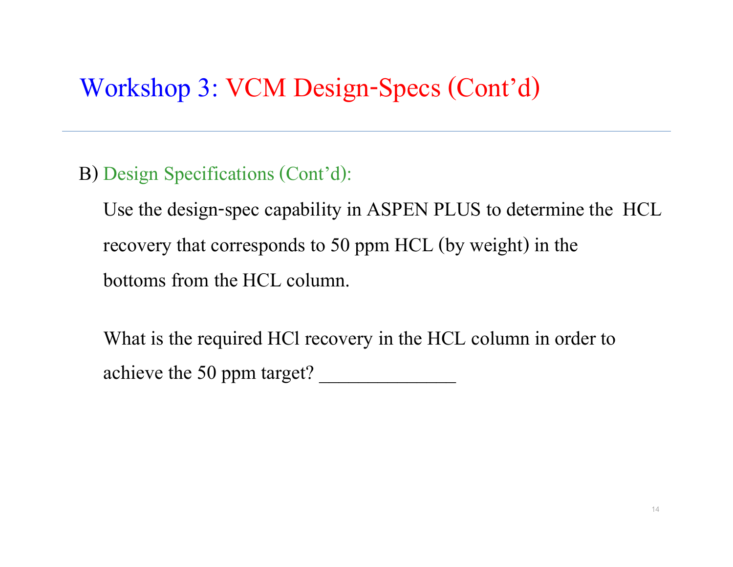# Workshop 3: VCM Design-Specs (Cont'd)

B) Design Specifications (Cont'd):

Use the design-spec capability in ASPEN PLUS to determine the HCL recovery that corresponds to 50 ppm HCL (by weight) in the bottoms from the HCL column.

What is the required HCl recovery in the HCL column in order to achieve the 50 ppm target? ______________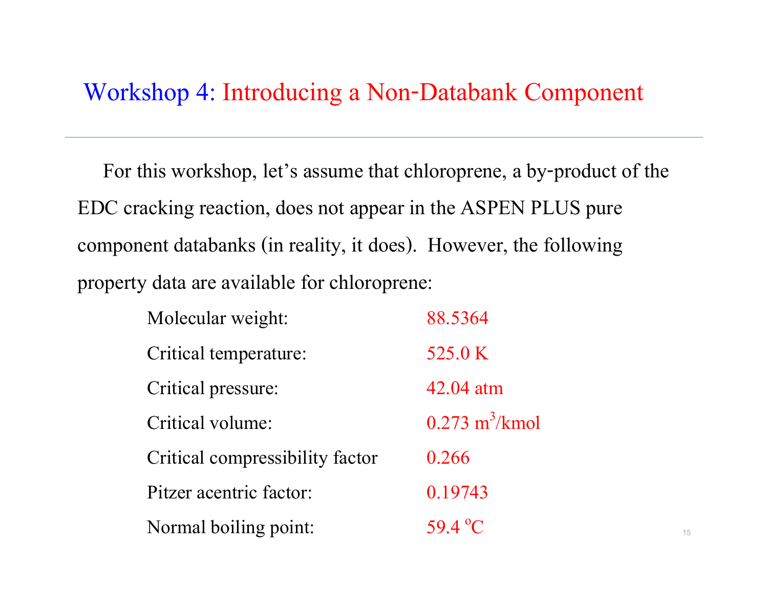# Workshop 4: Introducing a Non-Databank Component

For this workshop, let's assume that chloroprene, a by-product of the EDC cracking reaction, does not appear in the ASPEN PLUS pure component databanks (in reality, it does). However, the following property data are available for chloroprene:

| Property | Value |
| --- | --- |
| Molecular weight: | 88.5364 |
| Critical temperature: | 525.0 K |
| Critical pressure: | 42.04 atm |
| Critical volume: | 0.273 $m^3$/kmol |
| Critical compressibility factor | 0.266 |
| Pitzer acentric factor: | 0.19743 |
| Normal boiling point: | 59.4 $^oC$ |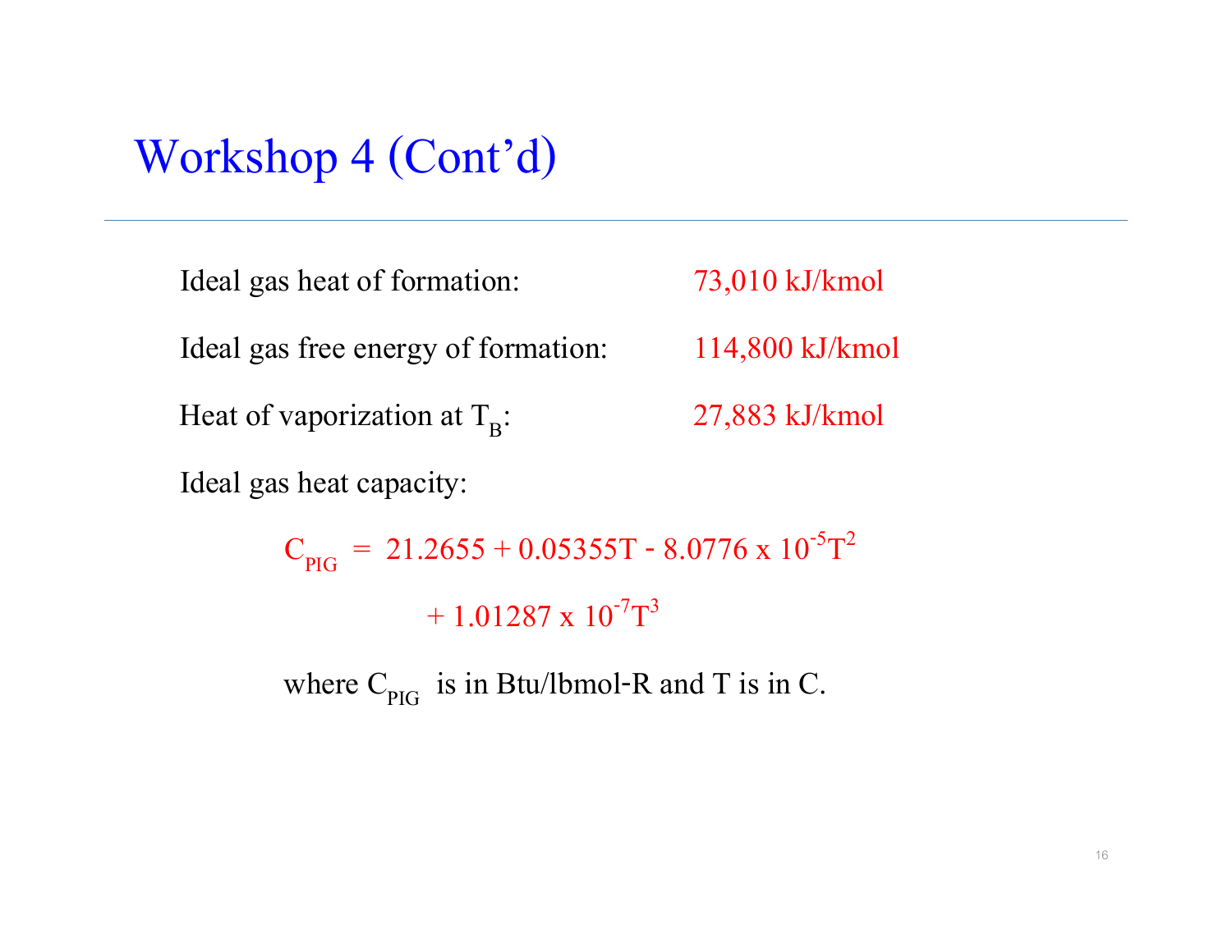# Workshop 4 (Cont'd)

Ideal gas heat of formation: 73,010 kJ/kmol

Ideal gas free energy of formation: 114,800 kJ/kmol

Heat of vaporization at $T_B$: 27,883 kJ/kmol

Ideal gas heat capacity:

$$C_{PIG} = 21.2655 + 0.05355T - 8.0776 \times 10^{-5}T^2 + 1.01287 \times 10^{-7}T^3$$

where $C_{PIG}$ is in Btu/lbmol-R and T is in C.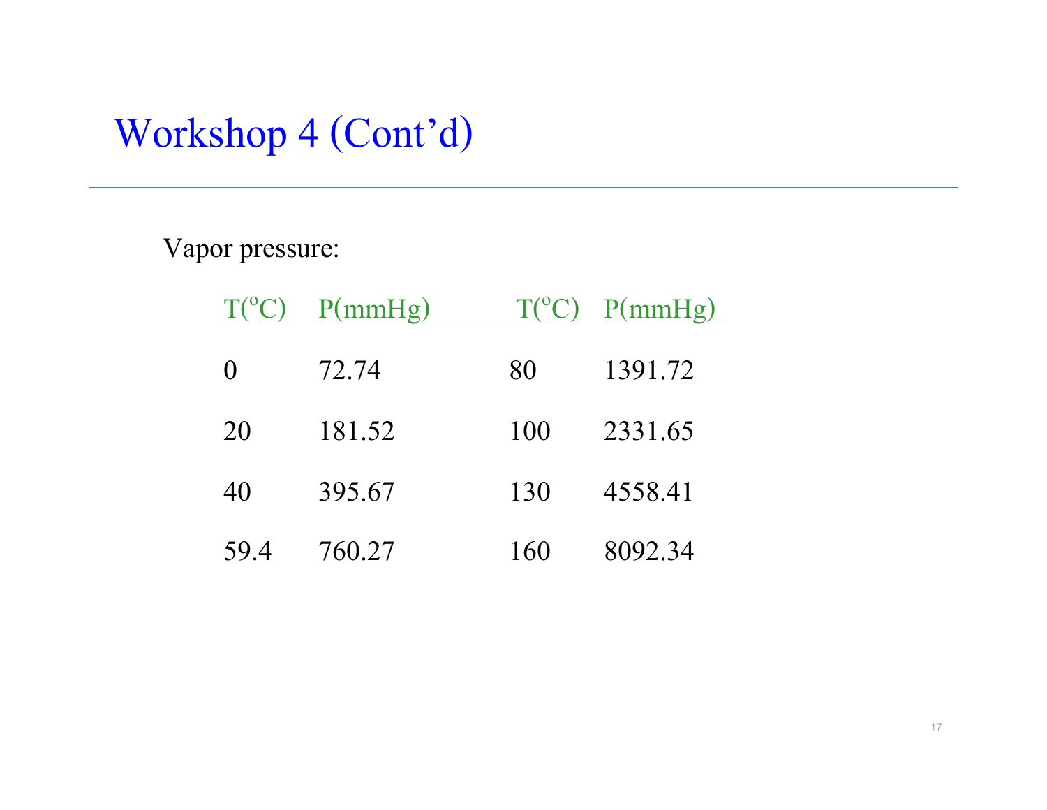# Workshop 4 (Cont'd)

Vapor pressure:

| T(°C) | P(mmHg) | T(°C) | P(mmHg) |
|---|---|---|---|
| 0 | 72.74 | 80 | 1391.72 |
| 20 | 181.52 | 100 | 2331.65 |
| 40 | 395.67 | 130 | 4558.41 |
| 59.4 | 760.27 | 160 | 8092.34 |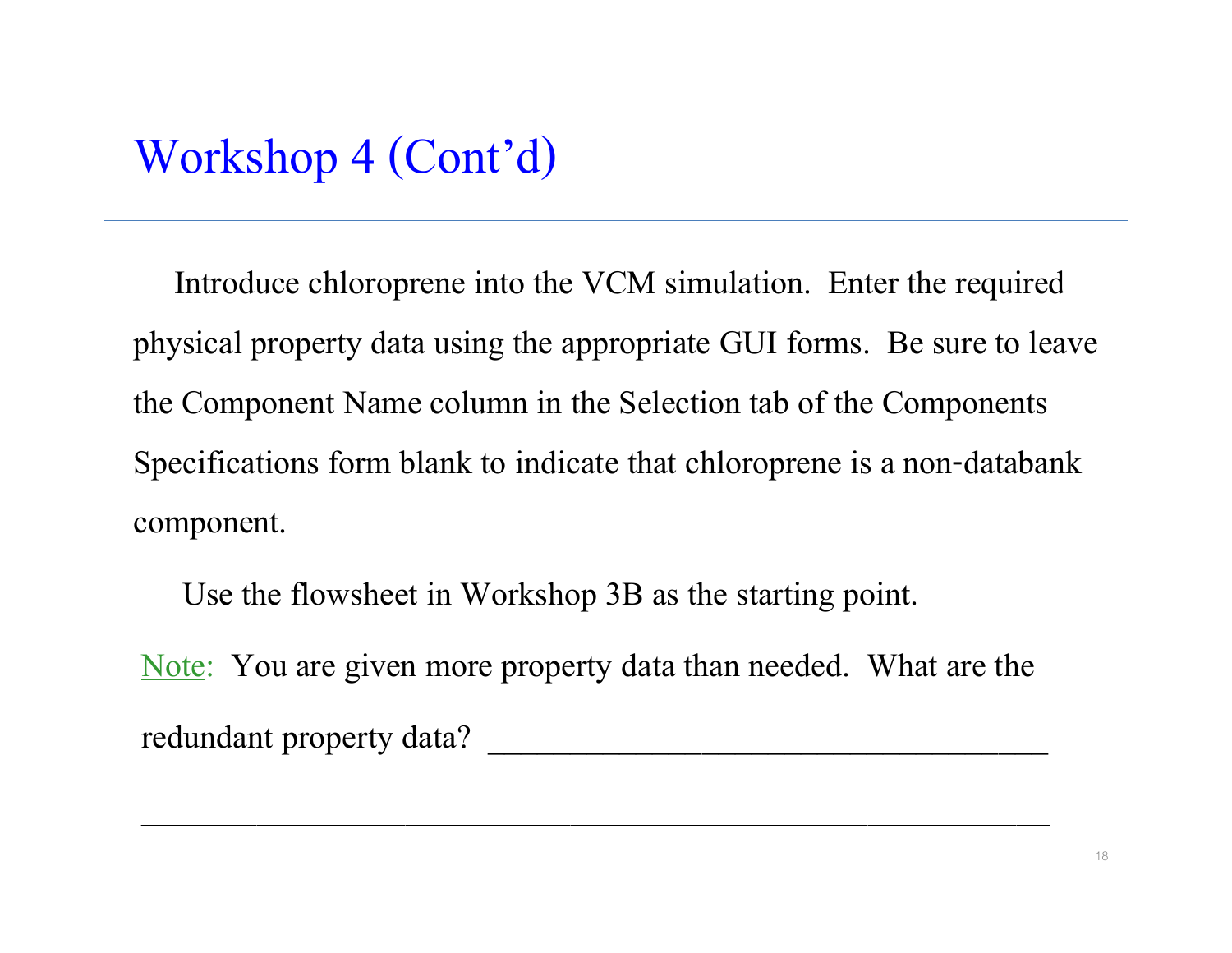# Workshop 4 (Cont'd)

Introduce chloroprene into the VCM simulation. Enter the required physical property data using the appropriate GUI forms. Be sure to leave the Component Name column in the Selection tab of the Components Specifications form blank to indicate that chloroprene is a non-databank component.

Use the flowsheet in Workshop 3B as the starting point.

Note: You are given more property data than needed. What are the redundant property data? ___________________________________

___________________________________________________________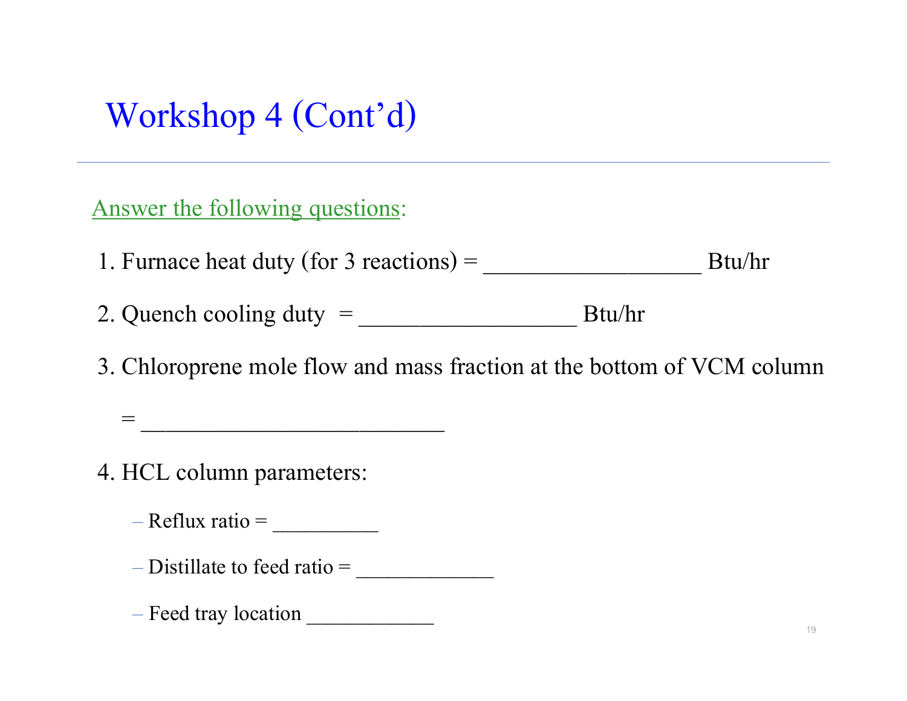# Workshop 4 (Cont'd)

Answer the following questions:

1. Furnace heat duty (for 3 reactions) = __________________ Btu/hr

2. Quench cooling duty = __________________ Btu/hr

3. Chloroprene mole flow and mass fraction at the bottom of VCM column

   = _________________________

4. HCL column parameters:

   – Reflux ratio = _________

   – Distillate to feed ratio = ___________

   – Feed tray location ___________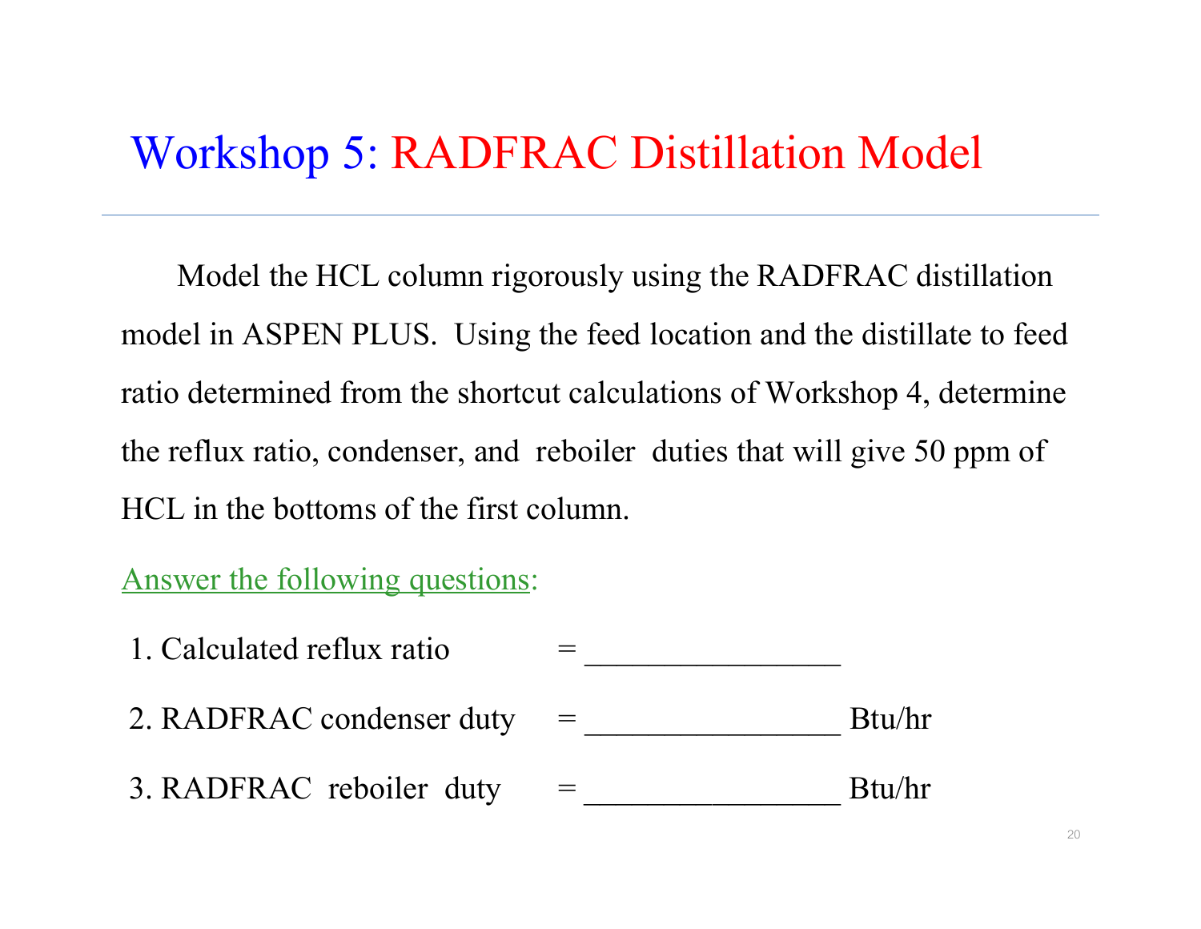# Workshop 5: RADFRAC Distillation Model

Model the HCL column rigorously using the RADFRAC distillation model in ASPEN PLUS. Using the feed location and the distillate to feed ratio determined from the shortcut calculations of Workshop 4, determine the reflux ratio, condenser, and reboiler duties that will give 50 ppm of HCL in the bottoms of the first column.

Answer the following questions:

1. Calculated reflux ratio = ________________
2. RADFRAC condenser duty = ________________ Btu/hr
3. RADFRAC reboiler duty = ________________ Btu/hr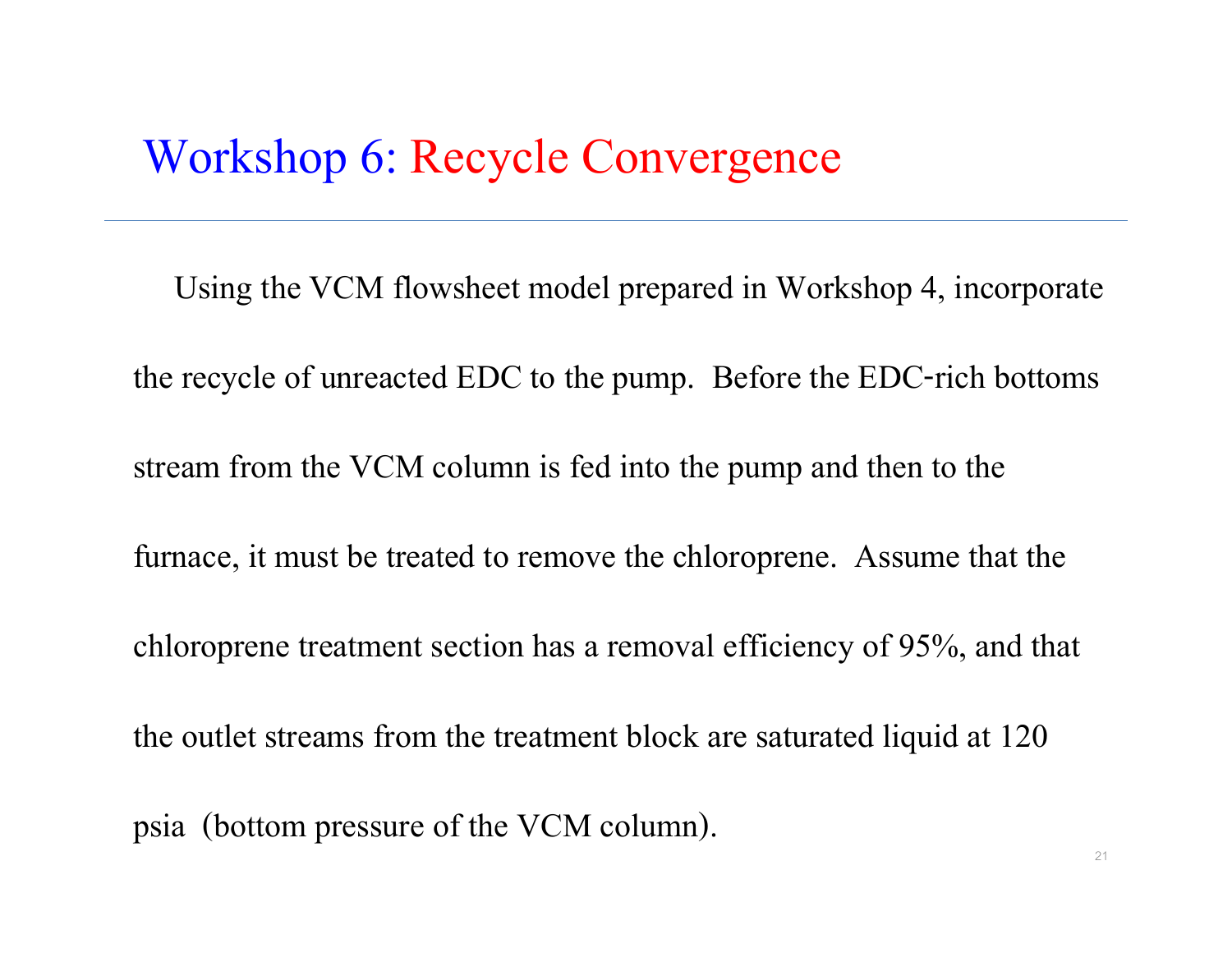# Workshop 6: Recycle Convergence

Using the VCM flowsheet model prepared in Workshop 4, incorporate the recycle of unreacted EDC to the pump. Before the EDC-rich bottoms stream from the VCM column is fed into the pump and then to the furnace, it must be treated to remove the chloroprene. Assume that the chloroprene treatment section has a removal efficiency of 95%, and that the outlet streams from the treatment block are saturated liquid at 120 psia (bottom pressure of the VCM column).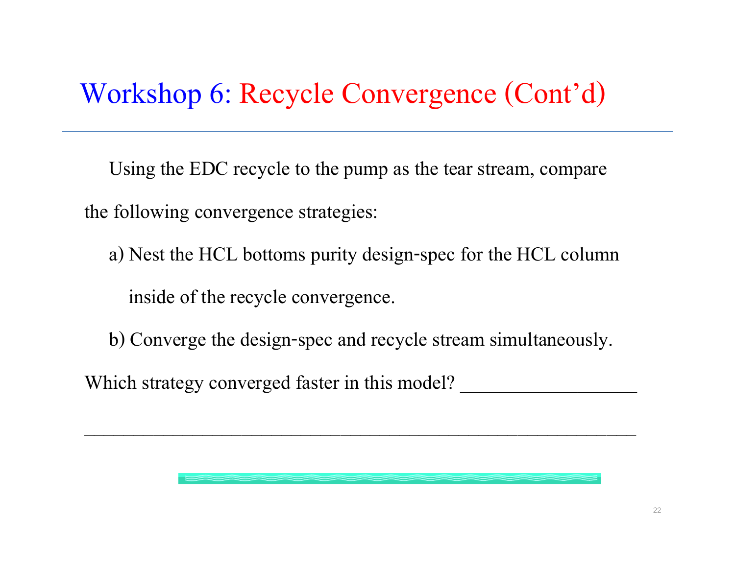# Workshop 6: Recycle Convergence (Cont’d)

Using the EDC recycle to the pump as the tear stream, compare the following convergence strategies:

a) Nest the HCL bottoms purity design-spec for the HCL column inside of the recycle convergence.

b) Converge the design-spec and recycle stream simultaneously.

Which strategy converged faster in this model? __________________

_________________________________________________________